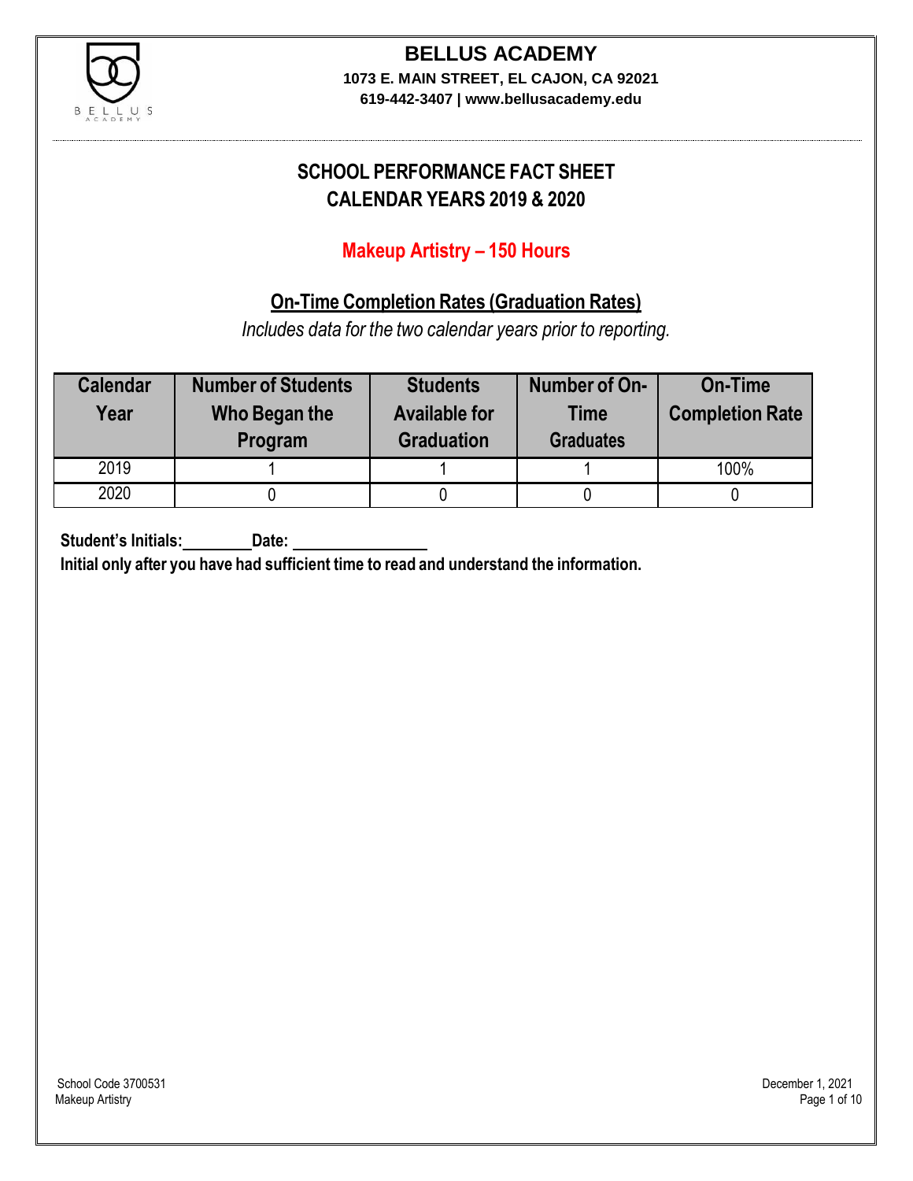# BELLUS ACADEMY

**1073 E. MAIN STREET, EL CAJON, CA 92021**
**619-442-3407 | www.bellusacademy.edu**

## SCHOOL PERFORMANCE FACT SHEET
## CALENDAR YEARS 2019 & 2020

### Makeup Artistry – 150 Hours

### On-Time Completion Rates (Graduation Rates)

*Includes data for the two calendar years prior to reporting.*

| Calendar Year | Number of Students Who Began the Program | Students Available for Graduation | Number of On-Time Graduates | On-Time Completion Rate |
|---|---|---|---|---|
| 2019 | 1 | 1 | 1 | 100% |
| 2020 | 0 | 0 | 0 | 0 |

**Student's Initials:________ Date: ________________**

**Initial only after you have had sufficient time to read and understand the information.**

School Code 3700531
Makeup Artistry

December 1, 2021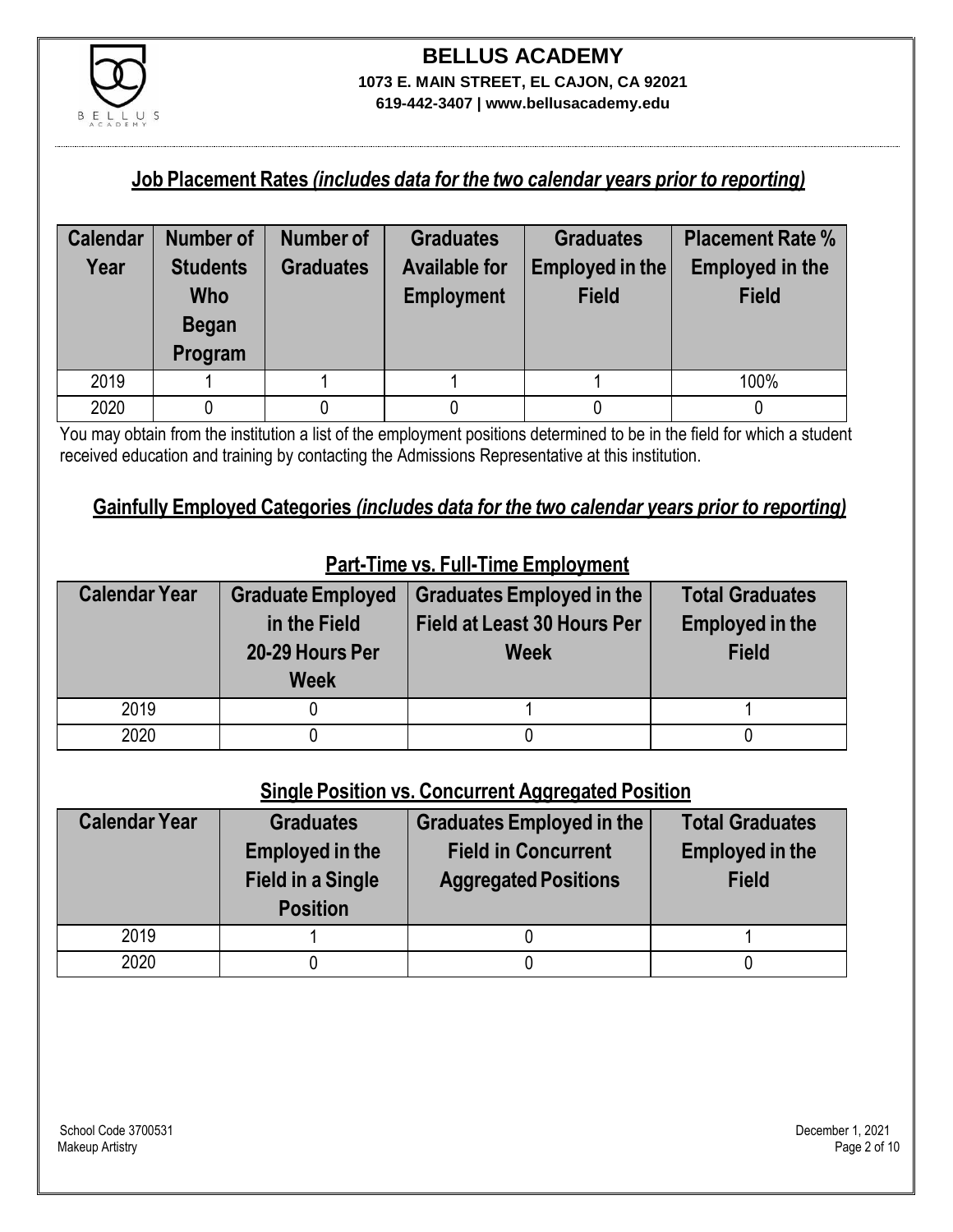## Job Placement Rates *(includes data for the two calendar years prior to reporting)*

| Calendar Year | Number of Students Who Began Program | Number of Graduates | Graduates Available for Employment | Graduates Employed in the Field | Placement Rate % Employed in the Field |
|---|---|---|---|---|---|
| 2019 | 1 | 1 | 1 | 1 | 100% |
| 2020 | 0 | 0 | 0 | 0 | 0 |

You may obtain from the institution a list of the employment positions determined to be in the field for which a student received education and training by contacting the Admissions Representative at this institution.

## Gainfully Employed Categories *(includes data for the two calendar years prior to reporting)*

### Part-Time vs. Full-Time Employment

| Calendar Year | Graduate Employed in the Field 20-29 Hours Per Week | Graduates Employed in the Field at Least 30 Hours Per Week | Total Graduates Employed in the Field |
|---|---|---|---|
| 2019 | 0 | 1 | 1 |
| 2020 | 0 | 0 | 0 |

### Single Position vs. Concurrent Aggregated Position

| Calendar Year | Graduates Employed in the Field in a Single Position | Graduates Employed in the Field in Concurrent Aggregated Positions | Total Graduates Employed in the Field |
|---|---|---|---|
| 2019 | 1 | 0 | 1 |
| 2020 | 0 | 0 | 0 |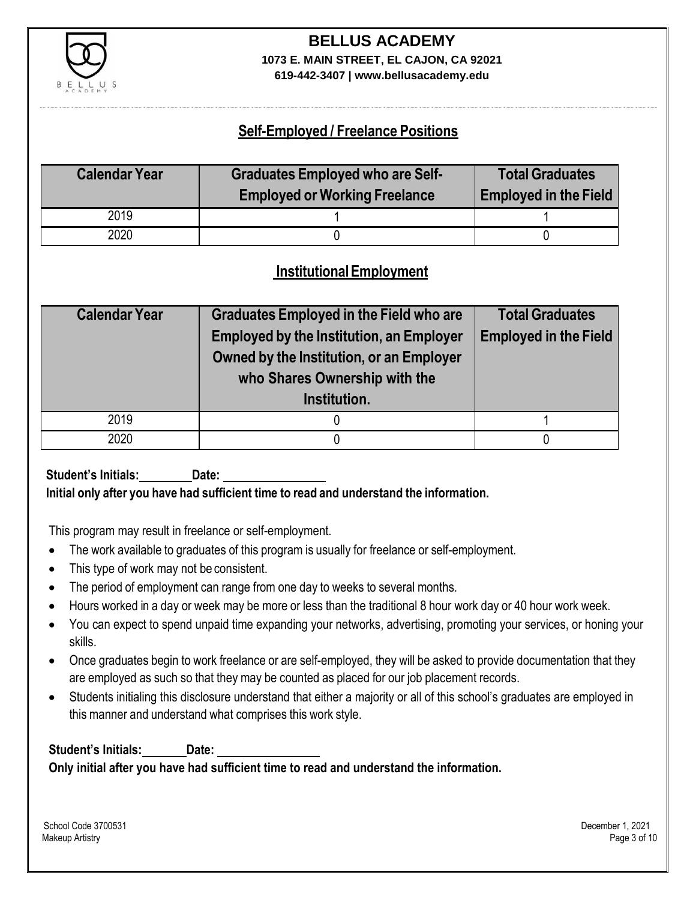## Self-Employed / Freelance Positions

| Calendar Year | Graduates Employed who are Self-Employed or Working Freelance | Total Graduates Employed in the Field |
|---|---|---|
| 2019 | 1 | 1 |
| 2020 | 0 | 0 |

## Institutional Employment

| Calendar Year | Graduates Employed in the Field who are Employed by the Institution, an Employer Owned by the Institution, or an Employer who Shares Ownership with the Institution. | Total Graduates Employed in the Field |
|---|---|---|
| 2019 | 0 | 1 |
| 2020 | 0 | 0 |

**Student's Initials:\_\_\_\_\_\_\_\_ Date: \_\_\_\_\_\_\_\_\_\_\_\_\_\_\_\_**

**Initial only after you have had sufficient time to read and understand the information.**

This program may result in freelance or self-employment.

- The work available to graduates of this program is usually for freelance or self-employment.
- This type of work may not be consistent.
- The period of employment can range from one day to weeks to several months.
- Hours worked in a day or week may be more or less than the traditional 8 hour work day or 40 hour work week.
- You can expect to spend unpaid time expanding your networks, advertising, promoting your services, or honing your skills.
- Once graduates begin to work freelance or are self-employed, they will be asked to provide documentation that they are employed as such so that they may be counted as placed for our job placement records.
- Students initialing this disclosure understand that either a majority or all of this school's graduates are employed in this manner and understand what comprises this work style.

**Student's Initials:\_\_\_\_\_\_\_ Date: \_\_\_\_\_\_\_\_\_\_\_\_\_\_\_\_**

**Only initial after you have had sufficient time to read and understand the information.**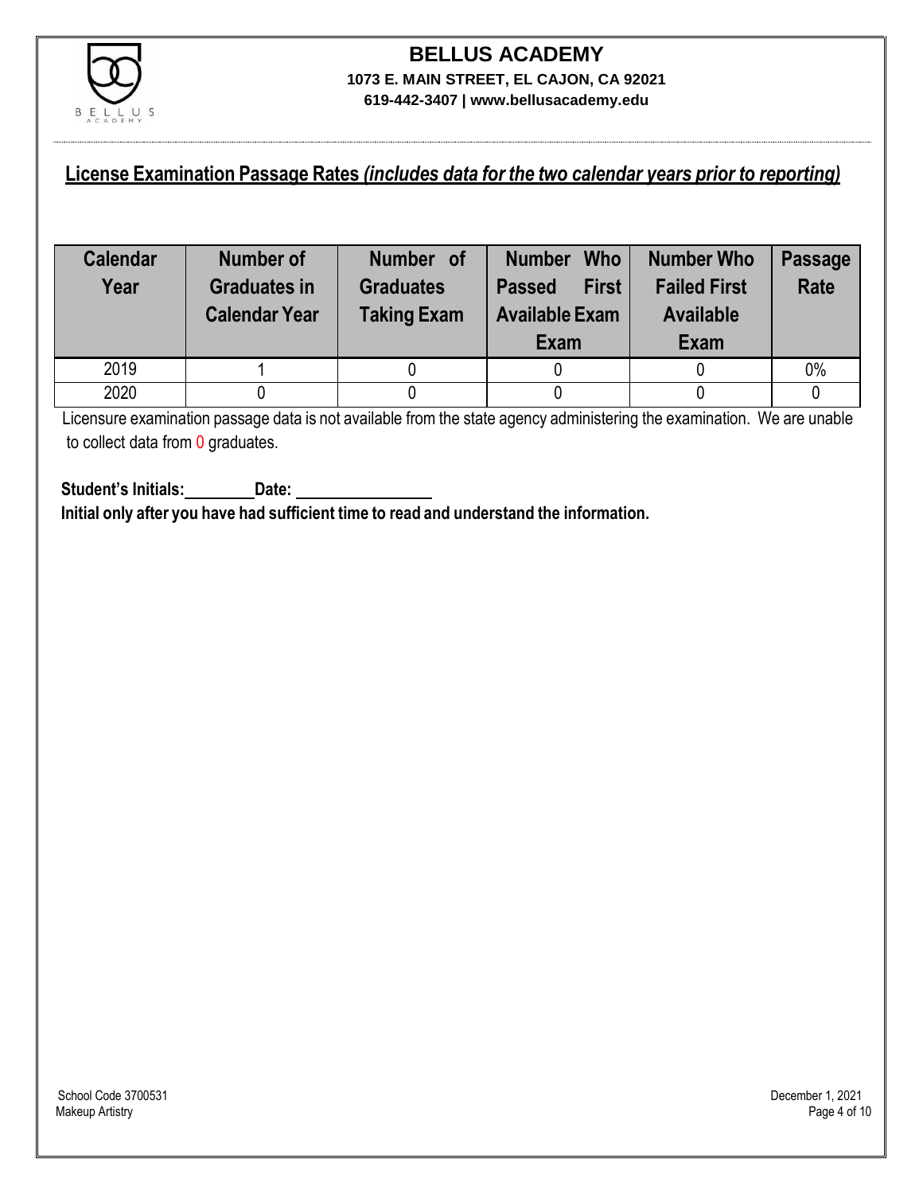# BELLUS ACADEMY

**1073 E. MAIN STREET, EL CAJON, CA 92021**
**619-442-3407 | www.bellusacademy.edu**

## License Examination Passage Rates *(includes data for the two calendar years prior to reporting)*

| Calendar Year | Number of Graduates in Calendar Year | Number of Graduates Taking Exam | Number Who Passed First Available Exam | Number Who Failed First Available Exam | Passage Rate |
|---|---|---|---|---|---|
| 2019 | 1 | 0 | 0 | 0 | 0% |
| 2020 | 0 | 0 | 0 | 0 | 0 |

Licensure examination passage data is not available from the state agency administering the examination. We are unable to collect data from 0 graduates.

**Student's Initials:________ Date: ________________**

**Initial only after you have had sufficient time to read and understand the information.**

School Code 3700531
Makeup Artistry

December 1, 2021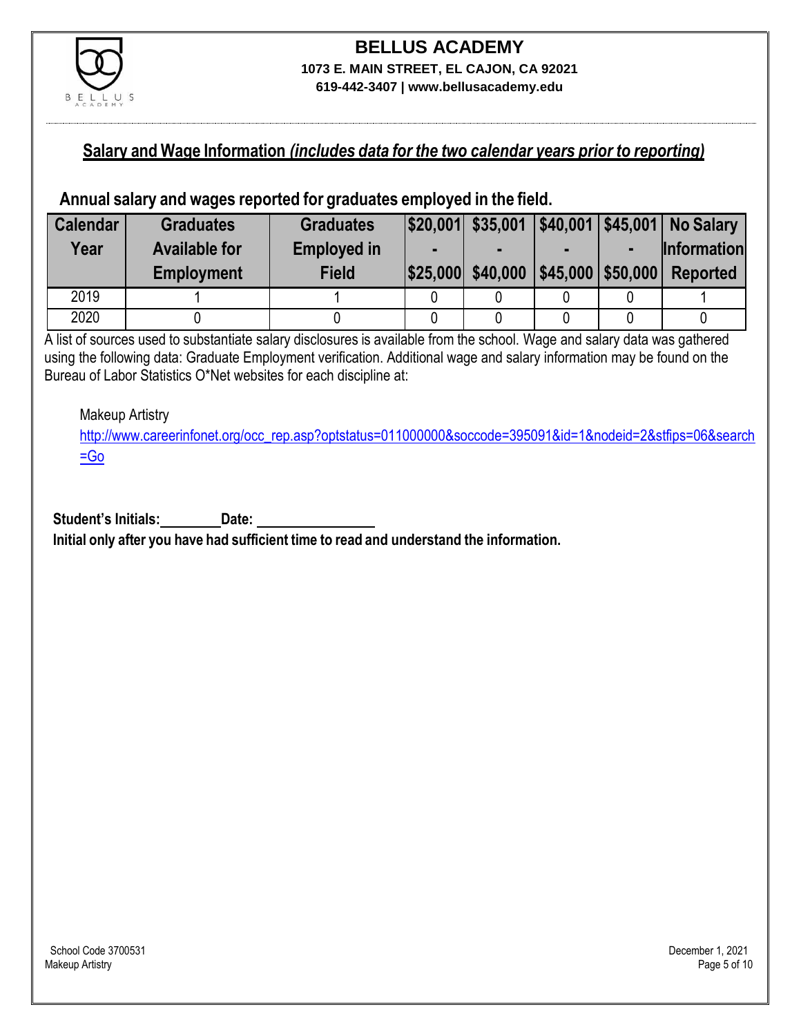# BELLUS ACADEMY

**1073 E. MAIN STREET, EL CAJON, CA 92021**

**619-442-3407 | www.bellusacademy.edu**

## Salary and Wage Information *(includes data for the two calendar years prior to reporting)*

### Annual salary and wages reported for graduates employed in the field.

| Calendar Year | Graduates Available for Employment | Graduates Employed in Field | $20,001 - $25,000 | $35,001 - $40,000 | $40,001 - $45,000 | $45,001 - $50,000 | No Salary Information Reported |
|---|---|---|---|---|---|---|---|
| 2019 | 1 | 1 | 0 | 0 | 0 | 0 | 1 |
| 2020 | 0 | 0 | 0 | 0 | 0 | 0 | 0 |

A list of sources used to substantiate salary disclosures is available from the school. Wage and salary data was gathered using the following data: Graduate Employment verification. Additional wage and salary information may be found on the Bureau of Labor Statistics O*Net websites for each discipline at:

Makeup Artistry
http://www.careerinfonet.org/occ_rep.asp?optstatus=011000000&soccode=395091&id=1&nodeid=2&stfips=06&search=Go

**Student's Initials:________Date: ________________**

**Initial only after you have had sufficient time to read and understand the information.**

School Code 3700531
Makeup Artistry

December 1, 2021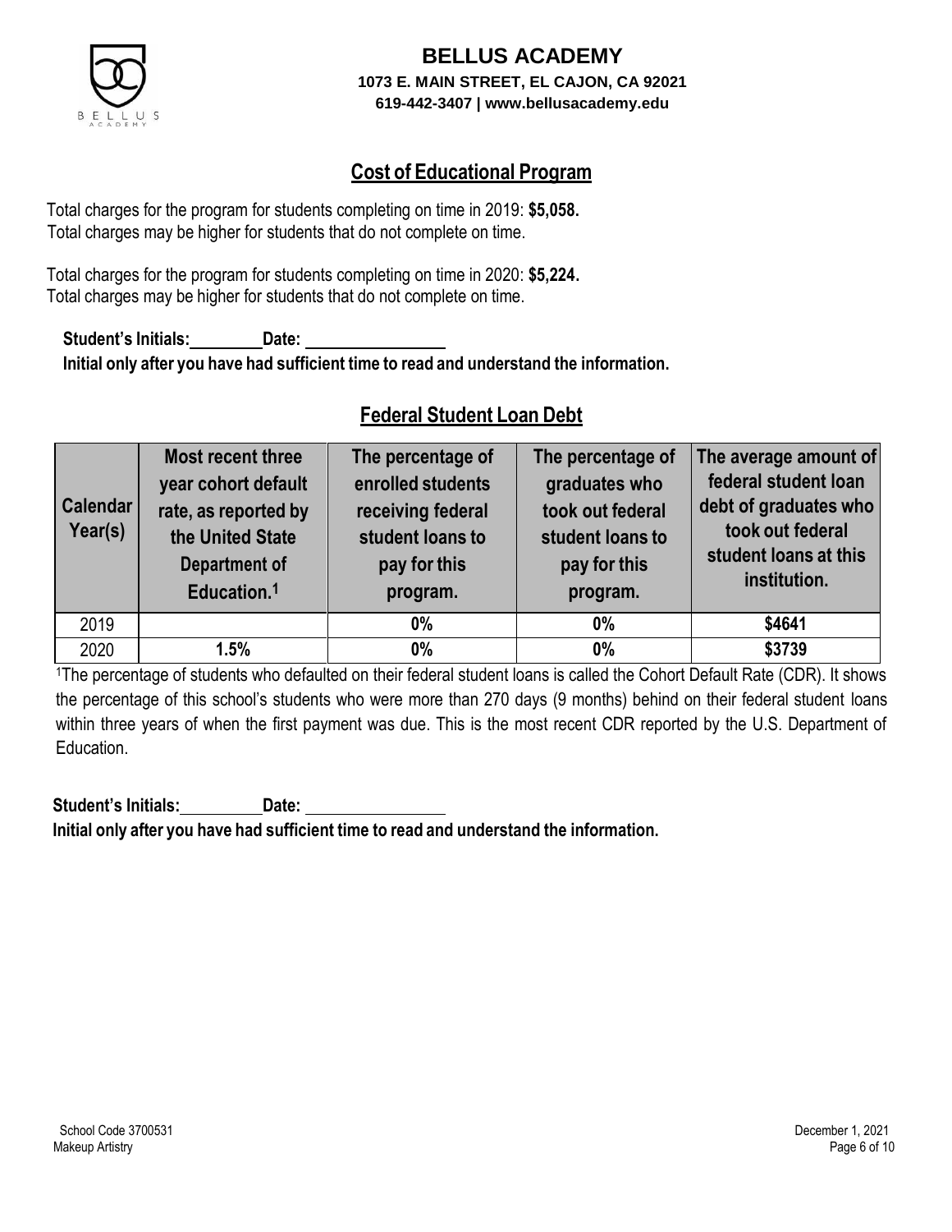**BELLUS ACADEMY**
**1073 E. MAIN STREET, EL CAJON, CA 92021**
**619-442-3407 | www.bellusacademy.edu**

## Cost of Educational Program

Total charges for the program for students completing on time in 2019: **$5,058.**
Total charges may be higher for students that do not complete on time.

Total charges for the program for students completing on time in 2020: **$5,224.**
Total charges may be higher for students that do not complete on time.

**Student's Initials:\_\_\_\_\_\_\_\_ Date: \_\_\_\_\_\_\_\_\_\_\_\_\_\_\_\_**
**Initial only after you have had sufficient time to read and understand the information.**

## Federal Student Loan Debt

| Calendar Year(s) | Most recent three year cohort default rate, as reported by the United State Department of Education.[1] | The percentage of enrolled students receiving federal student loans to pay for this program. | The percentage of graduates who took out federal student loans to pay for this program. | The average amount of federal student loan debt of graduates who took out federal student loans at this institution. |
|---|---|---|---|---|
| 2019 | | **0%** | **0%** | **$4641** |
| 2020 | **1.5%** | **0%** | **0%** | **$3739** |

[1]The percentage of students who defaulted on their federal student loans is called the Cohort Default Rate (CDR). It shows the percentage of this school's students who were more than 270 days (9 months) behind on their federal student loans within three years of when the first payment was due. This is the most recent CDR reported by the U.S. Department of Education.

**Student's Initials:\_\_\_\_\_\_\_\_ Date: \_\_\_\_\_\_\_\_\_\_\_\_\_\_\_\_**
**Initial only after you have had sufficient time to read and understand the information.**

School Code 3700531
Makeup Artistry
December 1, 2021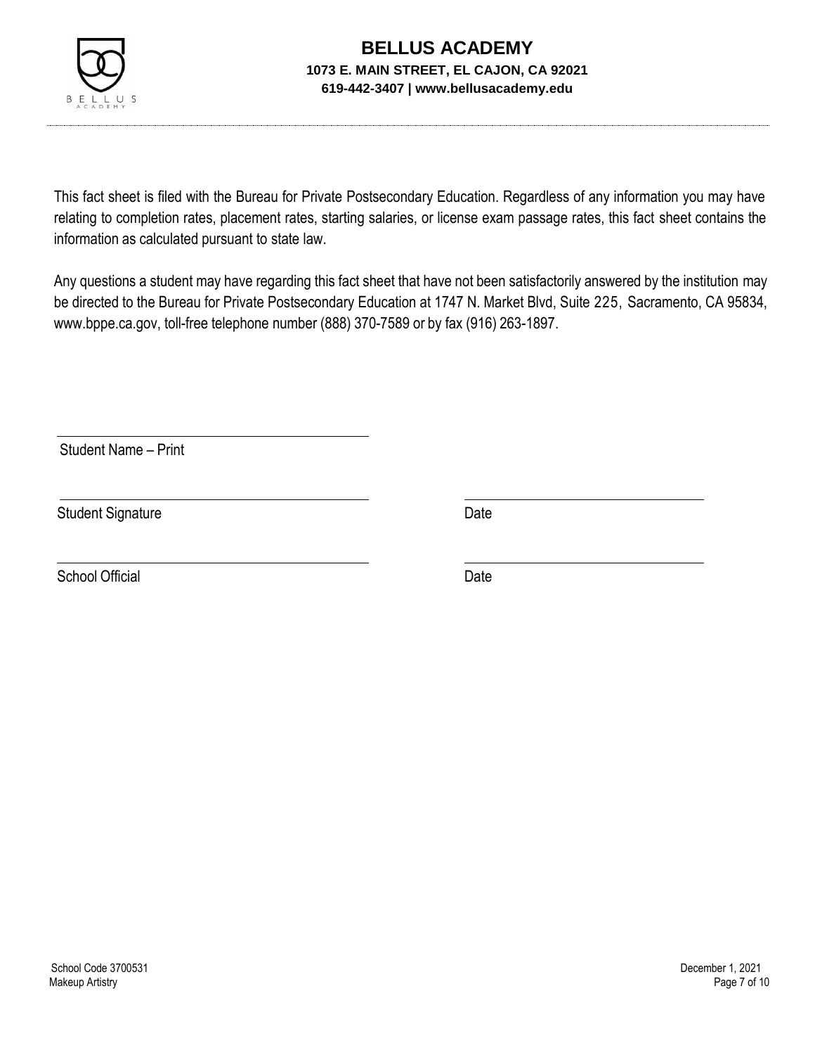This fact sheet is filed with the Bureau for Private Postsecondary Education. Regardless of any information you may have relating to completion rates, placement rates, starting salaries, or license exam passage rates, this fact sheet contains the information as calculated pursuant to state law.

Any questions a student may have regarding this fact sheet that have not been satisfactorily answered by the institution may be directed to the Bureau for Private Postsecondary Education at 1747 N. Market Blvd, Suite 225, Sacramento, CA 95834, www.bppe.ca.gov, toll-free telephone number (888) 370-7589 or by fax (916) 263-1897.

\_\_\_\_\_\_\_\_\_\_\_\_\_\_\_\_\_\_\_\_\_\_\_\_\_\_\_\_\_\_\_\_\_\_\_\_\_\_\_\_

Student Name – Print

\_\_\_\_\_\_\_\_\_\_\_\_\_\_\_\_\_\_\_\_\_\_\_\_\_\_\_\_\_\_\_\_\_\_\_\_\_\_\_\_ \_\_\_\_\_\_\_\_\_\_\_\_\_\_\_\_\_\_\_\_\_\_\_\_\_\_\_\_\_\_

Student Signature Date

\_\_\_\_\_\_\_\_\_\_\_\_\_\_\_\_\_\_\_\_\_\_\_\_\_\_\_\_\_\_\_\_\_\_\_\_\_\_\_\_ \_\_\_\_\_\_\_\_\_\_\_\_\_\_\_\_\_\_\_\_\_\_\_\_\_\_\_\_\_\_

School Official Date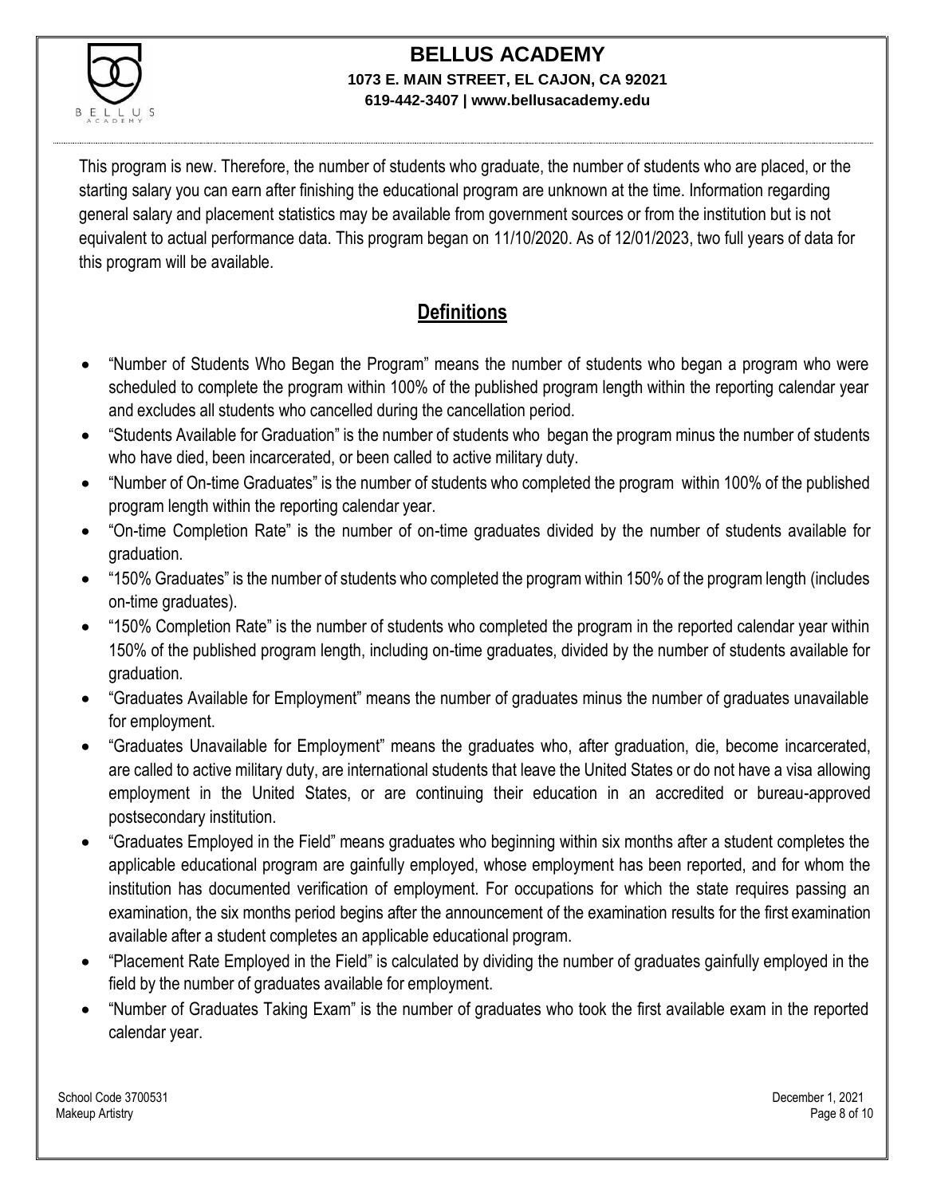This program is new. Therefore, the number of students who graduate, the number of students who are placed, or the starting salary you can earn after finishing the educational program are unknown at the time. Information regarding general salary and placement statistics may be available from government sources or from the institution but is not equivalent to actual performance data. This program began on 11/10/2020. As of 12/01/2023, two full years of data for this program will be available.

## Definitions

- "Number of Students Who Began the Program" means the number of students who began a program who were scheduled to complete the program within 100% of the published program length within the reporting calendar year and excludes all students who cancelled during the cancellation period.
- "Students Available for Graduation" is the number of students who began the program minus the number of students who have died, been incarcerated, or been called to active military duty.
- "Number of On-time Graduates" is the number of students who completed the program within 100% of the published program length within the reporting calendar year.
- "On-time Completion Rate" is the number of on-time graduates divided by the number of students available for graduation.
- "150% Graduates" is the number of students who completed the program within 150% of the program length (includes on-time graduates).
- "150% Completion Rate" is the number of students who completed the program in the reported calendar year within 150% of the published program length, including on-time graduates, divided by the number of students available for graduation.
- "Graduates Available for Employment" means the number of graduates minus the number of graduates unavailable for employment.
- "Graduates Unavailable for Employment" means the graduates who, after graduation, die, become incarcerated, are called to active military duty, are international students that leave the United States or do not have a visa allowing employment in the United States, or are continuing their education in an accredited or bureau-approved postsecondary institution.
- "Graduates Employed in the Field" means graduates who beginning within six months after a student completes the applicable educational program are gainfully employed, whose employment has been reported, and for whom the institution has documented verification of employment. For occupations for which the state requires passing an examination, the six months period begins after the announcement of the examination results for the first examination available after a student completes an applicable educational program.
- "Placement Rate Employed in the Field" is calculated by dividing the number of graduates gainfully employed in the field by the number of graduates available for employment.
- "Number of Graduates Taking Exam" is the number of graduates who took the first available exam in the reported calendar year.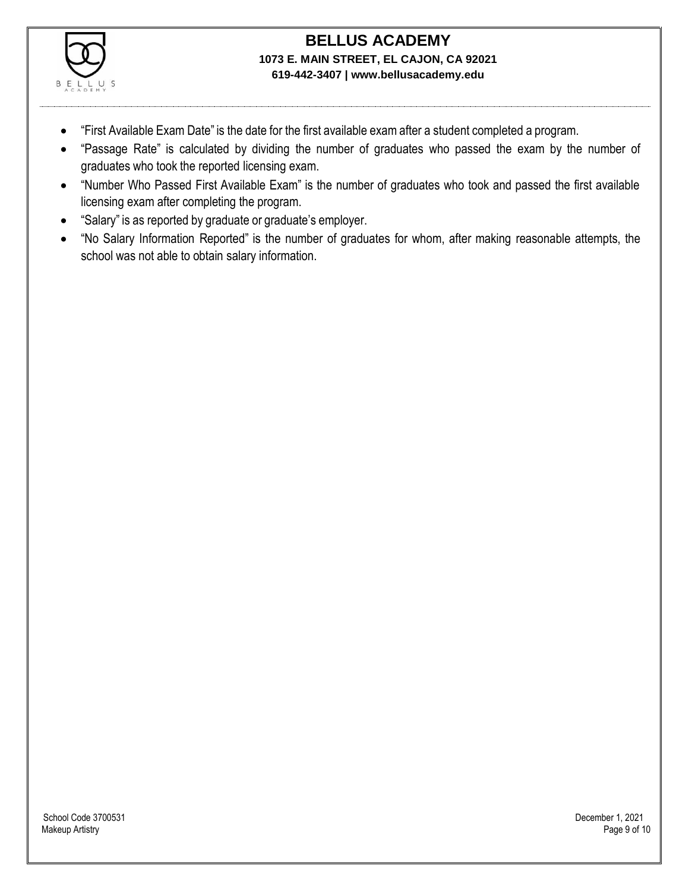- "First Available Exam Date" is the date for the first available exam after a student completed a program.
- "Passage Rate" is calculated by dividing the number of graduates who passed the exam by the number of graduates who took the reported licensing exam.
- "Number Who Passed First Available Exam" is the number of graduates who took and passed the first available licensing exam after completing the program.
- "Salary" is as reported by graduate or graduate's employer.
- "No Salary Information Reported" is the number of graduates for whom, after making reasonable attempts, the school was not able to obtain salary information.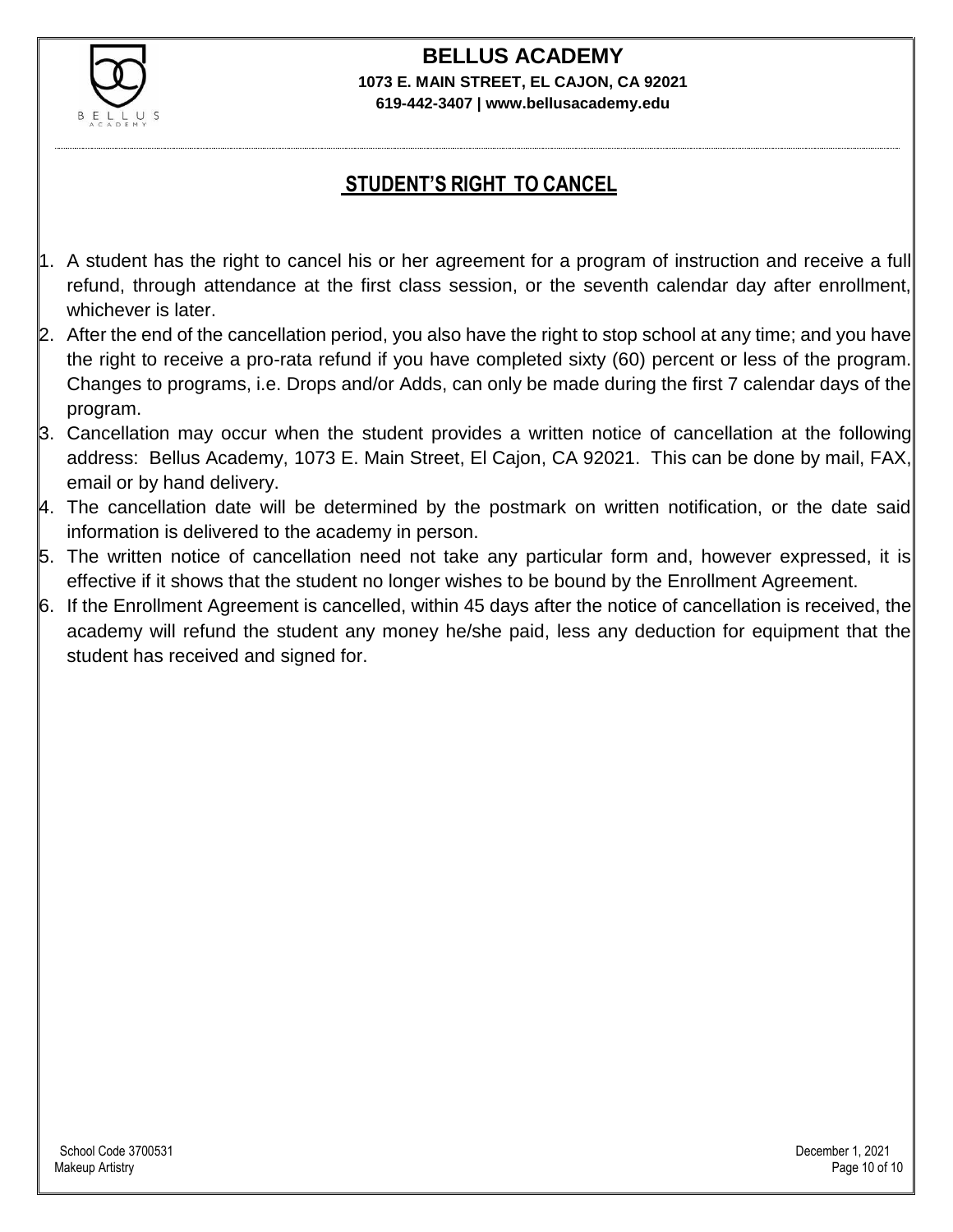# BELLUS ACADEMY

**1073 E. MAIN STREET, EL CAJON, CA 92021**

**619-442-3407 | www.bellusacademy.edu**

## STUDENT'S RIGHT TO CANCEL

1. A student has the right to cancel his or her agreement for a program of instruction and receive a full refund, through attendance at the first class session, or the seventh calendar day after enrollment, whichever is later.
2. After the end of the cancellation period, you also have the right to stop school at any time; and you have the right to receive a pro-rata refund if you have completed sixty (60) percent or less of the program. Changes to programs, i.e. Drops and/or Adds, can only be made during the first 7 calendar days of the program.
3. Cancellation may occur when the student provides a written notice of cancellation at the following address: Bellus Academy, 1073 E. Main Street, El Cajon, CA 92021. This can be done by mail, FAX, email or by hand delivery.
4. The cancellation date will be determined by the postmark on written notification, or the date said information is delivered to the academy in person.
5. The written notice of cancellation need not take any particular form and, however expressed, it is effective if it shows that the student no longer wishes to be bound by the Enrollment Agreement.
6. If the Enrollment Agreement is cancelled, within 45 days after the notice of cancellation is received, the academy will refund the student any money he/she paid, less any deduction for equipment that the student has received and signed for.

School Code 3700531
Makeup Artistry

December 1, 2021